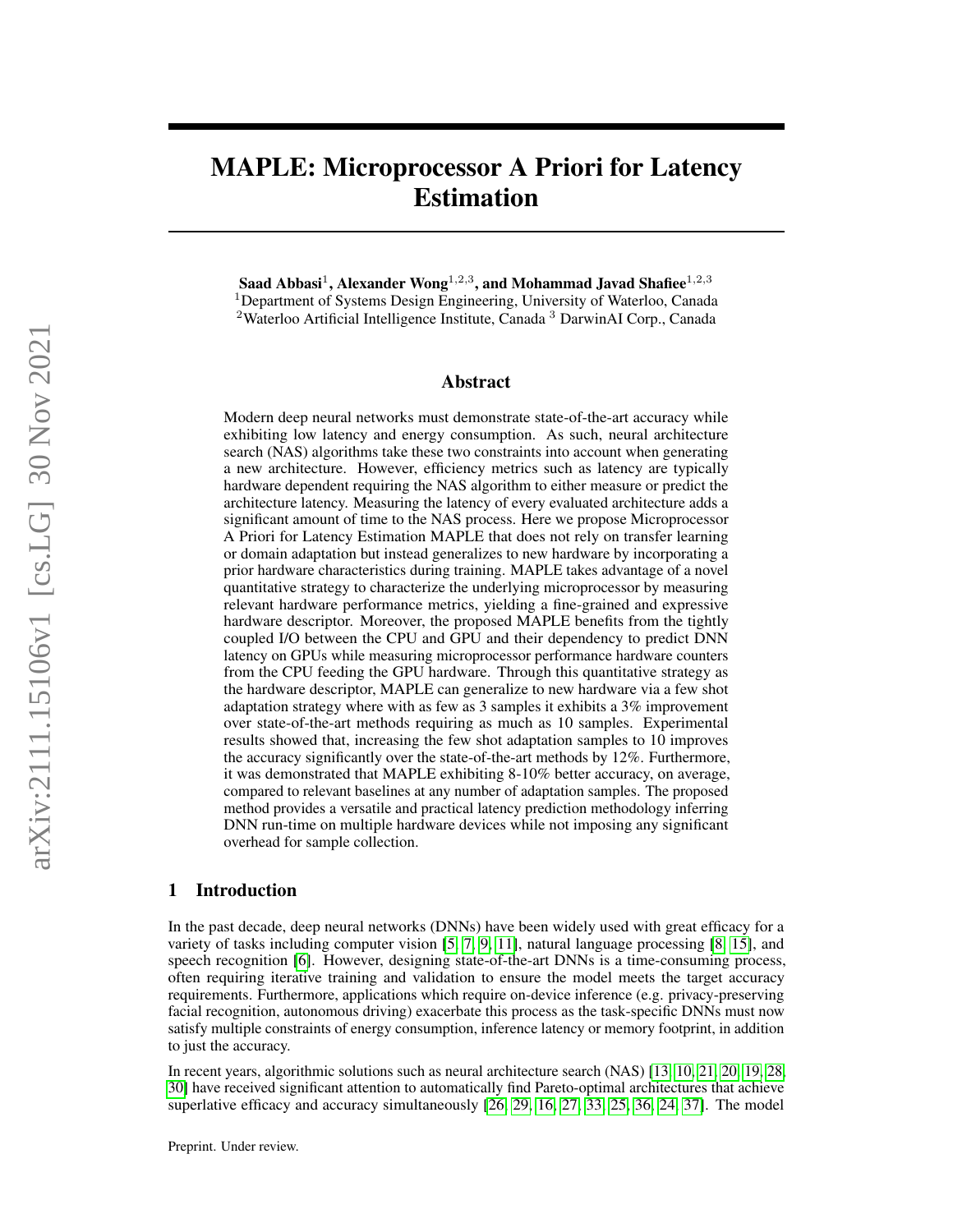# MAPLE: Microprocessor A Priori for Latency Estimation

**Saad Abbasi**[1], **Alexander Wong**[1,2,3], **and Mohammad Javad Shafiee**[1,2,3]
[1]Department of Systems Design Engineering, University of Waterloo, Canada
[2]Waterloo Artificial Intelligence Institute, Canada [3] DarwinAI Corp., Canada

## Abstract

Modern deep neural networks must demonstrate state-of-the-art accuracy while exhibiting low latency and energy consumption. As such, neural architecture search (NAS) algorithms take these two constraints into account when generating a new architecture. However, efficiency metrics such as latency are typically hardware dependent requiring the NAS algorithm to either measure or predict the architecture latency. Measuring the latency of every evaluated architecture adds a significant amount of time to the NAS process. Here we propose Microprocessor A Priori for Latency Estimation MAPLE that does not rely on transfer learning or domain adaptation but instead generalizes to new hardware by incorporating a prior hardware characteristics during training. MAPLE takes advantage of a novel quantitative strategy to characterize the underlying microprocessor by measuring relevant hardware performance metrics, yielding a fine-grained and expressive hardware descriptor. Moreover, the proposed MAPLE benefits from the tightly coupled I/O between the CPU and GPU and their dependency to predict DNN latency on GPUs while measuring microprocessor performance hardware counters from the CPU feeding the GPU hardware. Through this quantitative strategy as the hardware descriptor, MAPLE can generalize to new hardware via a few shot adaptation strategy where with as few as 3 samples it exhibits a 3% improvement over state-of-the-art methods requiring as much as 10 samples. Experimental results showed that, increasing the few shot adaptation samples to 10 improves the accuracy significantly over the state-of-the-art methods by 12%. Furthermore, it was demonstrated that MAPLE exhibiting 8-10% better accuracy, on average, compared to relevant baselines at any number of adaptation samples. The proposed method provides a versatile and practical latency prediction methodology inferring DNN run-time on multiple hardware devices while not imposing any significant overhead for sample collection.

## 1 Introduction

In the past decade, deep neural networks (DNNs) have been widely used with great efficacy for a variety of tasks including computer vision [5, 7, 9, 11], natural language processing [8, 15], and speech recognition [6]. However, designing state-of-the-art DNNs is a time-consuming process, often requiring iterative training and validation to ensure the model meets the target accuracy requirements. Furthermore, applications which require on-device inference (e.g. privacy-preserving facial recognition, autonomous driving) exacerbate this process as the task-specific DNNs must now satisfy multiple constraints of energy consumption, inference latency or memory footprint, in addition to just the accuracy.

In recent years, algorithmic solutions such as neural architecture search (NAS) [13, 10, 21, 20, 19, 28, 30] have received significant attention to automatically find Pareto-optimal architectures that achieve superlative efficacy and accuracy simultaneously [26, 29, 16, 27, 33, 25, 36, 24, 37]. The model

Preprint. Under review.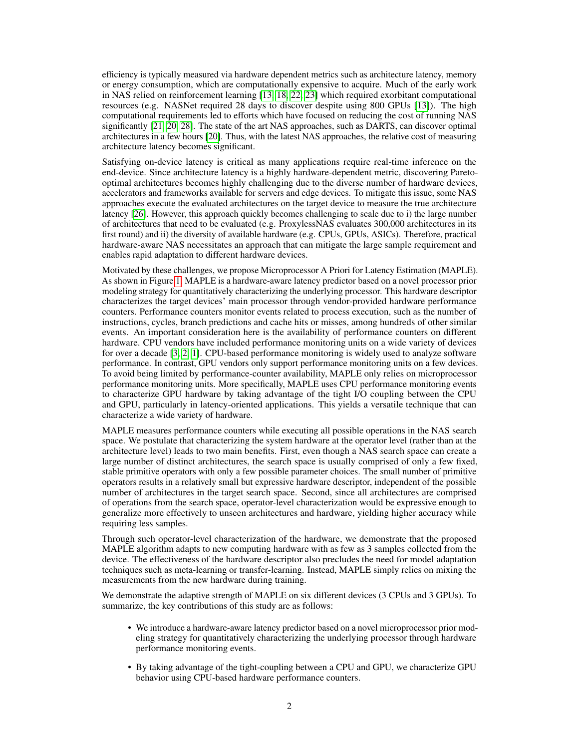efficiency is typically measured via hardware dependent metrics such as architecture latency, memory or energy consumption, which are computationally expensive to acquire. Much of the early work in NAS relied on reinforcement learning [13, 18, 22, 23] which required exorbitant computational resources (e.g. NASNet required 28 days to discover despite using 800 GPUs [13]). The high computational requirements led to efforts which have focused on reducing the cost of running NAS significantly [21, 20, 28]. The state of the art NAS approaches, such as DARTS, can discover optimal architectures in a few hours [20]. Thus, with the latest NAS approaches, the relative cost of measuring architecture latency becomes significant.

Satisfying on-device latency is critical as many applications require real-time inference on the end-device. Since architecture latency is a highly hardware-dependent metric, discovering Pareto-optimal architectures becomes highly challenging due to the diverse number of hardware devices, accelerators and frameworks available for servers and edge devices. To mitigate this issue, some NAS approaches execute the evaluated architectures on the target device to measure the true architecture latency [26]. However, this approach quickly becomes challenging to scale due to i) the large number of architectures that need to be evaluated (e.g. ProxylessNAS evaluates 300,000 architectures in its first round) and ii) the diversity of available hardware (e.g. CPUs, GPUs, ASICs). Therefore, practical hardware-aware NAS necessitates an approach that can mitigate the large sample requirement and enables rapid adaptation to different hardware devices.

Motivated by these challenges, we propose Microprocessor A Priori for Latency Estimation (MAPLE). As shown in Figure 1, MAPLE is a hardware-aware latency predictor based on a novel processor prior modeling strategy for quantitatively characterizing the underlying processor. This hardware descriptor characterizes the target devices' main processor through vendor-provided hardware performance counters. Performance counters monitor events related to process execution, such as the number of instructions, cycles, branch predictions and cache hits or misses, among hundreds of other similar events. An important consideration here is the availability of performance counters on different hardware. CPU vendors have included performance monitoring units on a wide variety of devices for over a decade [3, 2, 1]. CPU-based performance monitoring is widely used to analyze software performance. In contrast, GPU vendors only support performance monitoring units on a few devices. To avoid being limited by performance-counter availability, MAPLE only relies on microprocessor performance monitoring units. More specifically, MAPLE uses CPU performance monitoring events to characterize GPU hardware by taking advantage of the tight I/O coupling between the CPU and GPU, particularly in latency-oriented applications. This yields a versatile technique that can characterize a wide variety of hardware.

MAPLE measures performance counters while executing all possible operations in the NAS search space. We postulate that characterizing the system hardware at the operator level (rather than at the architecture level) leads to two main benefits. First, even though a NAS search space can create a large number of distinct architectures, the search space is usually comprised of only a few fixed, stable primitive operators with only a few possible parameter choices. The small number of primitive operators results in a relatively small but expressive hardware descriptor, independent of the possible number of architectures in the target search space. Second, since all architectures are comprised of operations from the search space, operator-level characterization would be expressive enough to generalize more effectively to unseen architectures and hardware, yielding higher accuracy while requiring less samples.

Through such operator-level characterization of the hardware, we demonstrate that the proposed MAPLE algorithm adapts to new computing hardware with as few as 3 samples collected from the device. The effectiveness of the hardware descriptor also precludes the need for model adaptation techniques such as meta-learning or transfer-learning. Instead, MAPLE simply relies on mixing the measurements from the new hardware during training.

We demonstrate the adaptive strength of MAPLE on six different devices (3 CPUs and 3 GPUs). To summarize, the key contributions of this study are as follows:

- We introduce a hardware-aware latency predictor based on a novel microprocessor prior modeling strategy for quantitatively characterizing the underlying processor through hardware performance monitoring events.
- By taking advantage of the tight-coupling between a CPU and GPU, we characterize GPU behavior using CPU-based hardware performance counters.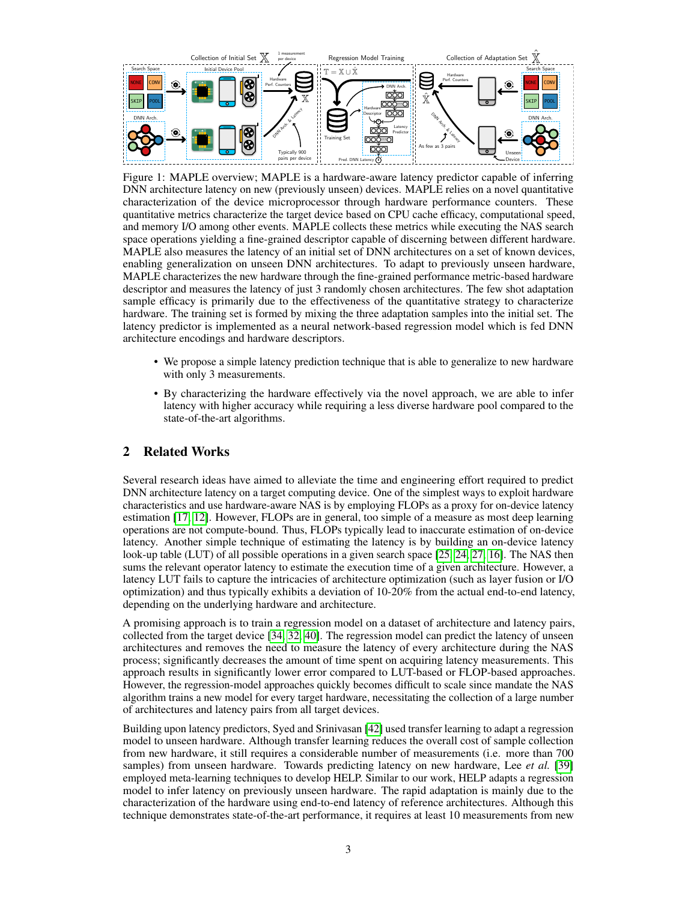Figure 1: MAPLE overview; MAPLE is a hardware-aware latency predictor capable of inferring DNN architecture latency on new (previously unseen) devices. MAPLE relies on a novel quantitative characterization of the device microprocessor through hardware performance counters. These quantitative metrics characterize the target device based on CPU cache efficacy, computational speed, and memory I/O among other events. MAPLE collects these metrics while executing the NAS search space operations yielding a fine-grained descriptor capable of discerning between different hardware. MAPLE also measures the latency of an initial set of DNN architectures on a set of known devices, enabling generalization on unseen DNN architectures. To adapt to previously unseen hardware, MAPLE characterizes the new hardware through the fine-grained performance metric-based hardware descriptor and measures the latency of just 3 randomly chosen architectures. The few shot adaptation sample efficacy is primarily due to the effectiveness of the quantitative strategy to characterize hardware. The training set is formed by mixing the three adaptation samples into the initial set. The latency predictor is implemented as a neural network-based regression model which is fed DNN architecture encodings and hardware descriptors.

- We propose a simple latency prediction technique that is able to generalize to new hardware with only 3 measurements.
- By characterizing the hardware effectively via the novel approach, we are able to infer latency with higher accuracy while requiring a less diverse hardware pool compared to the state-of-the-art algorithms.

## 2 Related Works

Several research ideas have aimed to alleviate the time and engineering effort required to predict DNN architecture latency on a target computing device. One of the simplest ways to exploit hardware characteristics and use hardware-aware NAS is by employing FLOPs as a proxy for on-device latency estimation [17, 12]. However, FLOPs are in general, too simple of a measure as most deep learning operations are not compute-bound. Thus, FLOPs typically lead to inaccurate estimation of on-device latency. Another simple technique of estimating the latency is by building an on-device latency look-up table (LUT) of all possible operations in a given search space [25, 24, 27, 16]. The NAS then sums the relevant operator latency to estimate the execution time of a given architecture. However, a latency LUT fails to capture the intricacies of architecture optimization (such as layer fusion or I/O optimization) and thus typically exhibits a deviation of 10-20% from the actual end-to-end latency, depending on the underlying hardware and architecture.

A promising approach is to train a regression model on a dataset of architecture and latency pairs, collected from the target device [34, 32, 40]. The regression model can predict the latency of unseen architectures and removes the need to measure the latency of every architecture during the NAS process; significantly decreases the amount of time spent on acquiring latency measurements. This approach results in significantly lower error compared to LUT-based or FLOP-based approaches. However, the regression-model approaches quickly becomes difficult to scale since mandate the NAS algorithm trains a new model for every target hardware, necessitating the collection of a large number of architectures and latency pairs from all target devices.

Building upon latency predictors, Syed and Srinivasan [42] used transfer learning to adapt a regression model to unseen hardware. Although transfer learning reduces the overall cost of sample collection from new hardware, it still requires a considerable number of measurements (i.e. more than 700 samples) from unseen hardware. Towards predicting latency on new hardware, Lee *et al.* [39] employed meta-learning techniques to develop HELP. Similar to our work, HELP adapts a regression model to infer latency on previously unseen hardware. The rapid adaptation is mainly due to the characterization of the hardware using end-to-end latency of reference architectures. Although this technique demonstrates state-of-the-art performance, it requires at least 10 measurements from new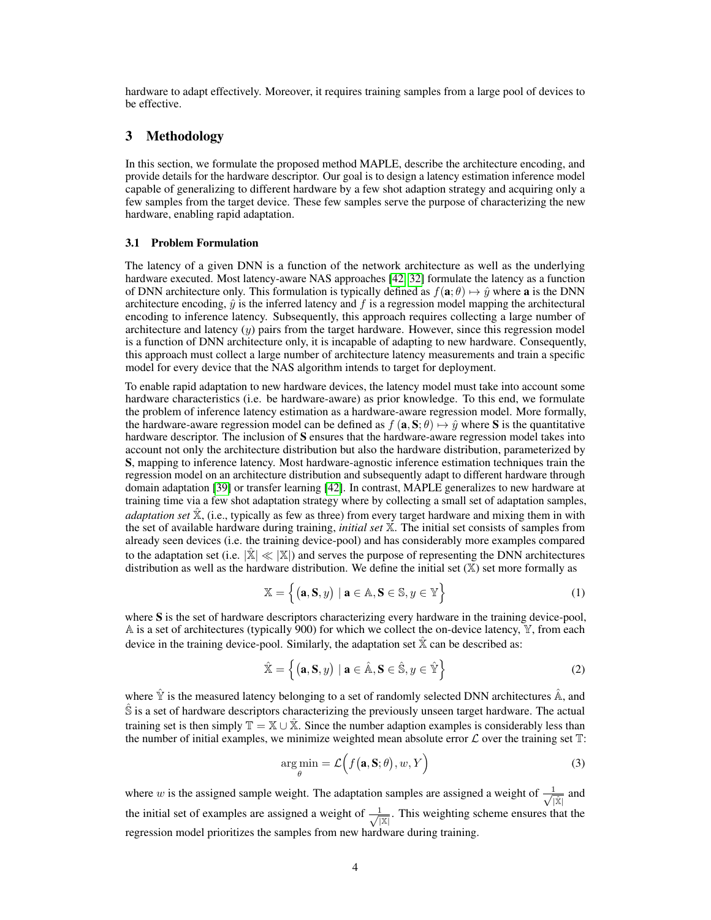hardware to adapt effectively. Moreover, it requires training samples from a large pool of devices to be effective.

## 3 Methodology

In this section, we formulate the proposed method MAPLE, describe the architecture encoding, and provide details for the hardware descriptor. Our goal is to design a latency estimation inference model capable of generalizing to different hardware by a few shot adaption strategy and acquiring only a few samples from the target device. These few samples serve the purpose of characterizing the new hardware, enabling rapid adaptation.

### 3.1 Problem Formulation

The latency of a given DNN is a function of the network architecture as well as the underlying hardware executed. Most latency-aware NAS approaches [42, 32] formulate the latency as a function of DNN architecture only. This formulation is typically defined as $f(\mathbf{a}; \theta) \mapsto \hat{y}$ where $\mathbf{a}$ is the DNN architecture encoding, $\hat{y}$ is the inferred latency and $f$ is a regression model mapping the architectural encoding to inference latency. Subsequently, this approach requires collecting a large number of architecture and latency ($y$) pairs from the target hardware. However, since this regression model is a function of DNN architecture only, it is incapable of adapting to new hardware. Consequently, this approach must collect a large number of architecture latency measurements and train a specific model for every device that the NAS algorithm intends to target for deployment.

To enable rapid adaptation to new hardware devices, the latency model must take into account some hardware characteristics (i.e. be hardware-aware) as prior knowledge. To this end, we formulate the problem of inference latency estimation as a hardware-aware regression model. More formally, the hardware-aware regression model can be defined as $f(\mathbf{a}, \mathbf{S}; \theta) \mapsto \hat{y}$ where $\mathbf{S}$ is the quantitative hardware descriptor. The inclusion of $\mathbf{S}$ ensures that the hardware-aware regression model takes into account not only the architecture distribution but also the hardware distribution, parameterized by $\mathbf{S}$, mapping to inference latency. Most hardware-agnostic inference estimation techniques train the regression model on an architecture distribution and subsequently adapt to different hardware through domain adaptation [39] or transfer learning [42]. In contrast, MAPLE generalizes to new hardware at training time via a few shot adaptation strategy where by collecting a small set of adaptation samples, *adaptation set* $\hat{\mathbb{X}}$, (i.e., typically as few as three) from every target hardware and mixing them in with the set of available hardware during training, *initial set* $\mathbb{X}$. The initial set consists of samples from already seen devices (i.e. the training device-pool) and has considerably more examples compared to the adaptation set (i.e. $|\hat{\mathbb{X}}| \ll |\mathbb{X}|$) and serves the purpose of representing the DNN architectures distribution as well as the hardware distribution. We define the initial set ($\mathbb{X}$) set more formally as

$$\mathbb{X} = \Big\{ \big(\mathbf{a}, \mathbf{S}, y\big) \mid \mathbf{a} \in \mathbb{A}, \mathbf{S} \in \mathbb{S}, y \in \mathbb{Y} \Big\} \tag{1}$$

where $\mathbf{S}$ is the set of hardware descriptors characterizing every hardware in the training device-pool, $\mathbb{A}$ is a set of architectures (typically 900) for which we collect the on-device latency, $\mathbb{Y}$, from each device in the training device-pool. Similarly, the adaptation set $\hat{\mathbb{X}}$ can be described as:

$$\hat{\mathbb{X}} = \Big\{ \big(\mathbf{a}, \mathbf{S}, y\big) \mid \mathbf{a} \in \hat{\mathbb{A}}, \mathbf{S} \in \hat{\mathbb{S}}, y \in \hat{\mathbb{Y}} \Big\} \tag{2}$$

where $\hat{\mathbb{Y}}$ is the measured latency belonging to a set of randomly selected DNN architectures $\hat{\mathbb{A}}$, and $\hat{\mathbb{S}}$ is a set of hardware descriptors characterizing the previously unseen target hardware. The actual training set is then simply $\mathbb{T} = \mathbb{X} \cup \hat{\mathbb{X}}$. Since the number adaption examples is considerably less than the number of initial examples, we minimize weighted mean absolute error $\mathcal{L}$ over the training set $\mathbb{T}$:

$$\underset{\theta}{\arg\min} = \mathcal{L}\Big(f\big(\mathbf{a}, \mathbf{S}; \theta\big), w, Y\Big) \tag{3}$$

where $w$ is the assigned sample weight. The adaptation samples are assigned a weight of $\frac{1}{\sqrt{|\hat{\mathbb{X}}|}}$ and the initial set of examples are assigned a weight of $\frac{1}{\sqrt{|\mathbb{X}|}}$. This weighting scheme ensures that the regression model prioritizes the samples from new hardware during training.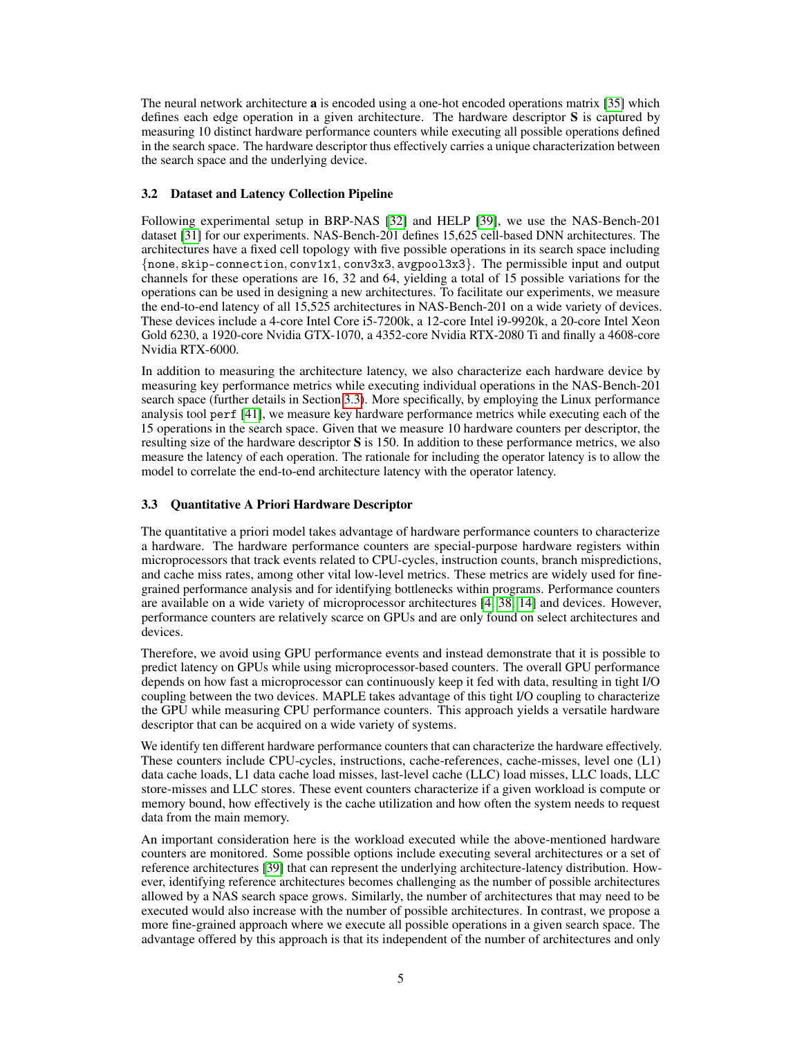The neural network architecture **a** is encoded using a one-hot encoded operations matrix [35] which defines each edge operation in a given architecture. The hardware descriptor **S** is captured by measuring 10 distinct hardware performance counters while executing all possible operations defined in the search space. The hardware descriptor thus effectively carries a unique characterization between the search space and the underlying device.

### 3.2 Dataset and Latency Collection Pipeline

Following experimental setup in BRP-NAS [32] and HELP [39], we use the NAS-Bench-201 dataset [31] for our experiments. NAS-Bench-201 defines 15,625 cell-based DNN architectures. The architectures have a fixed cell topology with five possible operations in its search space including {none, skip-connection, conv1x1, conv3x3, avgpool3x3}. The permissible input and output channels for these operations are 16, 32 and 64, yielding a total of 15 possible variations for the operations can be used in designing a new architectures. To facilitate our experiments, we measure the end-to-end latency of all 15,525 architectures in NAS-Bench-201 on a wide variety of devices. These devices include a 4-core Intel Core i5-7200k, a 12-core Intel i9-9920k, a 20-core Intel Xeon Gold 6230, a 1920-core Nvidia GTX-1070, a 4352-core Nvidia RTX-2080 Ti and finally a 4608-core Nvidia RTX-6000.

In addition to measuring the architecture latency, we also characterize each hardware device by measuring key performance metrics while executing individual operations in the NAS-Bench-201 search space (further details in Section 3.3). More specifically, by employing the Linux performance analysis tool `perf` [41], we measure key hardware performance metrics while executing each of the 15 operations in the search space. Given that we measure 10 hardware counters per descriptor, the resulting size of the hardware descriptor **S** is 150. In addition to these performance metrics, we also measure the latency of each operation. The rationale for including the operator latency is to allow the model to correlate the end-to-end architecture latency with the operator latency.

### 3.3 Quantitative A Priori Hardware Descriptor

The quantitative a priori model takes advantage of hardware performance counters to characterize a hardware. The hardware performance counters are special-purpose hardware registers within microprocessors that track events related to CPU-cycles, instruction counts, branch mispredictions, and cache miss rates, among other vital low-level metrics. These metrics are widely used for fine-grained performance analysis and for identifying bottlenecks within programs. Performance counters are available on a wide variety of microprocessor architectures [4, 38, 14] and devices. However, performance counters are relatively scarce on GPUs and are only found on select architectures and devices.

Therefore, we avoid using GPU performance events and instead demonstrate that it is possible to predict latency on GPUs while using microprocessor-based counters. The overall GPU performance depends on how fast a microprocessor can continuously keep it fed with data, resulting in tight I/O coupling between the two devices. MAPLE takes advantage of this tight I/O coupling to characterize the GPU while measuring CPU performance counters. This approach yields a versatile hardware descriptor that can be acquired on a wide variety of systems.

We identify ten different hardware performance counters that can characterize the hardware effectively. These counters include CPU-cycles, instructions, cache-references, cache-misses, level one (L1) data cache loads, L1 data cache load misses, last-level cache (LLC) load misses, LLC loads, LLC store-misses and LLC stores. These event counters characterize if a given workload is compute or memory bound, how effectively is the cache utilization and how often the system needs to request data from the main memory.

An important consideration here is the workload executed while the above-mentioned hardware counters are monitored. Some possible options include executing several architectures or a set of reference architectures [39] that can represent the underlying architecture-latency distribution. However, identifying reference architectures becomes challenging as the number of possible architectures allowed by a NAS search space grows. Similarly, the number of architectures that may need to be executed would also increase with the number of possible architectures. In contrast, we propose a more fine-grained approach where we execute all possible operations in a given search space. The advantage offered by this approach is that its independent of the number of architectures and only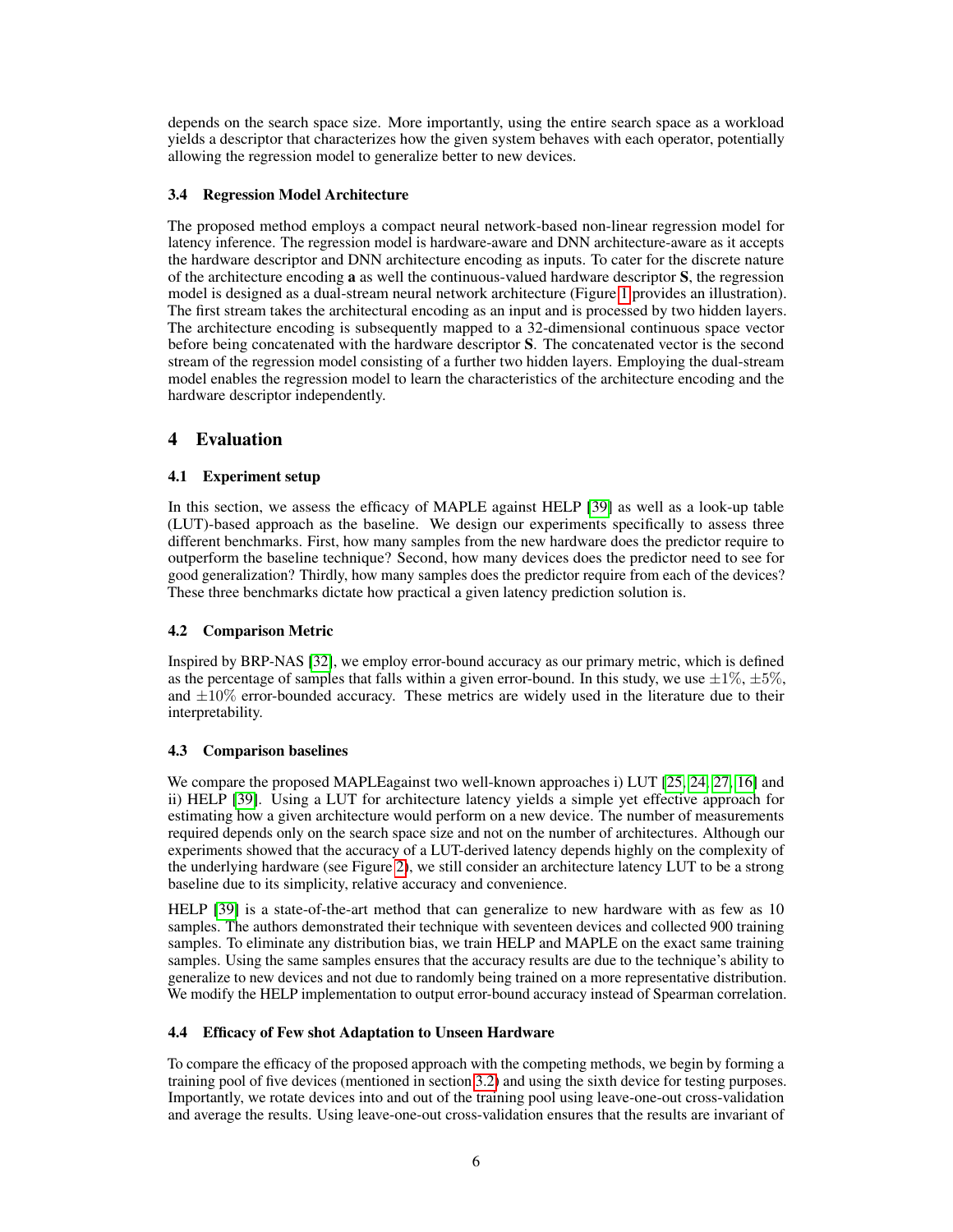depends on the search space size. More importantly, using the entire search space as a workload yields a descriptor that characterizes how the given system behaves with each operator, potentially allowing the regression model to generalize better to new devices.

### 3.4 Regression Model Architecture

The proposed method employs a compact neural network-based non-linear regression model for latency inference. The regression model is hardware-aware and DNN architecture-aware as it accepts the hardware descriptor and DNN architecture encoding as inputs. To cater for the discrete nature of the architecture encoding **a** as well the continuous-valued hardware descriptor **S**, the regression model is designed as a dual-stream neural network architecture (Figure 1 provides an illustration). The first stream takes the architectural encoding as an input and is processed by two hidden layers. The architecture encoding is subsequently mapped to a 32-dimensional continuous space vector before being concatenated with the hardware descriptor **S**. The concatenated vector is the second stream of the regression model consisting of a further two hidden layers. Employing the dual-stream model enables the regression model to learn the characteristics of the architecture encoding and the hardware descriptor independently.

## 4 Evaluation

### 4.1 Experiment setup

In this section, we assess the efficacy of MAPLE against HELP [39] as well as a look-up table (LUT)-based approach as the baseline. We design our experiments specifically to assess three different benchmarks. First, how many samples from the new hardware does the predictor require to outperform the baseline technique? Second, how many devices does the predictor need to see for good generalization? Thirdly, how many samples does the predictor require from each of the devices? These three benchmarks dictate how practical a given latency prediction solution is.

### 4.2 Comparison Metric

Inspired by BRP-NAS [32], we employ error-bound accuracy as our primary metric, which is defined as the percentage of samples that falls within a given error-bound. In this study, we use $\pm 1\%$, $\pm 5\%$, and $\pm 10\%$ error-bounded accuracy. These metrics are widely used in the literature due to their interpretability.

### 4.3 Comparison baselines

We compare the proposed MAPLEagainst two well-known approaches i) LUT [25, 24, 27, 16] and ii) HELP [39]. Using a LUT for architecture latency yields a simple yet effective approach for estimating how a given architecture would perform on a new device. The number of measurements required depends only on the search space size and not on the number of architectures. Although our experiments showed that the accuracy of a LUT-derived latency depends highly on the complexity of the underlying hardware (see Figure 2), we still consider an architecture latency LUT to be a strong baseline due to its simplicity, relative accuracy and convenience.

HELP [39] is a state-of-the-art method that can generalize to new hardware with as few as 10 samples. The authors demonstrated their technique with seventeen devices and collected 900 training samples. To eliminate any distribution bias, we train HELP and MAPLE on the exact same training samples. Using the same samples ensures that the accuracy results are due to the technique's ability to generalize to new devices and not due to randomly being trained on a more representative distribution. We modify the HELP implementation to output error-bound accuracy instead of Spearman correlation.

### 4.4 Efficacy of Few shot Adaptation to Unseen Hardware

To compare the efficacy of the proposed approach with the competing methods, we begin by forming a training pool of five devices (mentioned in section 3.2) and using the sixth device for testing purposes. Importantly, we rotate devices into and out of the training pool using leave-one-out cross-validation and average the results. Using leave-one-out cross-validation ensures that the results are invariant of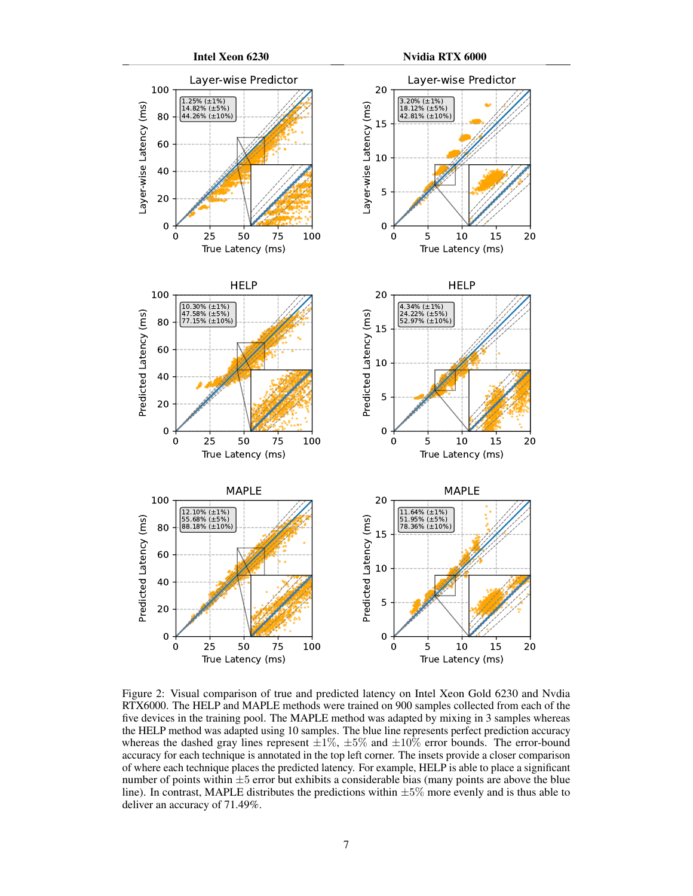Figure 2: Visual comparison of true and predicted latency on Intel Xeon Gold 6230 and Nvdia RTX6000. The HELP and MAPLE methods were trained on 900 samples collected from each of the five devices in the training pool. The MAPLE method was adapted by mixing in 3 samples whereas the HELP method was adapted using 10 samples. The blue line represents perfect prediction accuracy whereas the dashed gray lines represent $\pm 1\%$, $\pm 5\%$ and $\pm 10\%$ error bounds. The error-bound accuracy for each technique is annotated in the top left corner. The insets provide a closer comparison of where each technique places the predicted latency. For example, HELP is able to place a significant number of points within $\pm 5$ error but exhibits a considerable bias (many points are above the blue line). In contrast, MAPLE distributes the predictions within $\pm 5\%$ more evenly and is thus able to deliver an accuracy of 71.49%.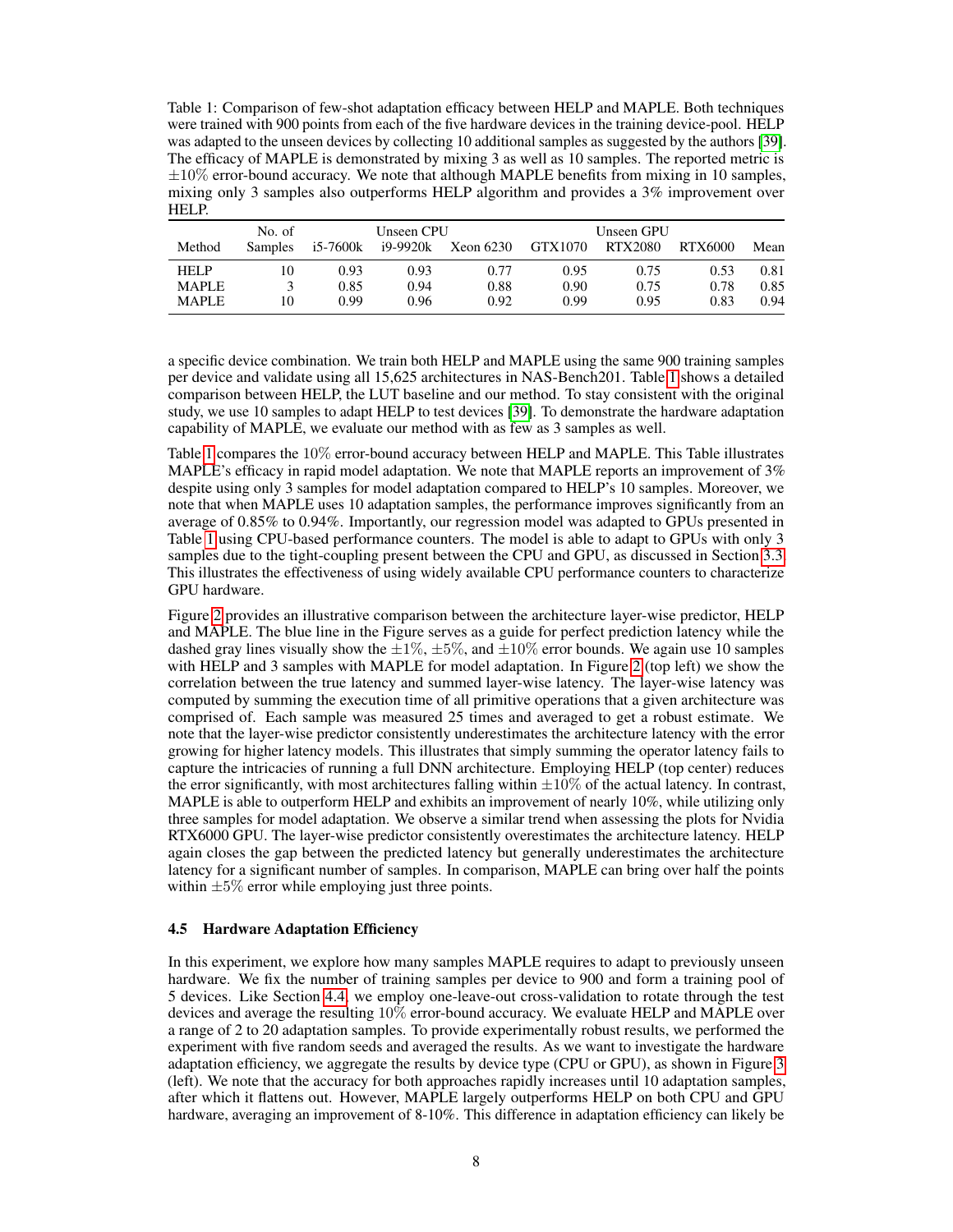Table 1: Comparison of few-shot adaptation efficacy between HELP and MAPLE. Both techniques were trained with 900 points from each of the five hardware devices in the training device-pool. HELP was adapted to the unseen devices by collecting 10 additional samples as suggested by the authors [39]. The efficacy of MAPLE is demonstrated by mixing 3 as well as 10 samples. The reported metric is $\pm 10\%$ error-bound accuracy. We note that although MAPLE benefits from mixing in 10 samples, mixing only 3 samples also outperforms HELP algorithm and provides a 3% improvement over HELP.

| Method | No. of Samples | Unseen CPU i5-7600k | i9-9920k | Xeon 6230 | Unseen GPU GTX1070 | RTX2080 | RTX6000 | Mean |
|---|---|---|---|---|---|---|---|---|
| HELP | 10 | 0.93 | 0.93 | 0.77 | 0.95 | 0.75 | 0.53 | 0.81 |
| MAPLE | 3 | 0.85 | 0.94 | 0.88 | 0.90 | 0.75 | 0.78 | 0.85 |
| MAPLE | 10 | 0.99 | 0.96 | 0.92 | 0.99 | 0.95 | 0.83 | 0.94 |

a specific device combination. We train both HELP and MAPLE using the same 900 training samples per device and validate using all 15,625 architectures in NAS-Bench201. Table 1 shows a detailed comparison between HELP, the LUT baseline and our method. To stay consistent with the original study, we use 10 samples to adapt HELP to test devices [39]. To demonstrate the hardware adaptation capability of MAPLE, we evaluate our method with as few as 3 samples as well.

Table 1 compares the $10\%$ error-bound accuracy between HELP and MAPLE. This Table illustrates MAPLE's efficacy in rapid model adaptation. We note that MAPLE reports an improvement of 3% despite using only 3 samples for model adaptation compared to HELP's 10 samples. Moreover, we note that when MAPLE uses 10 adaptation samples, the performance improves significantly from an average of 0.85% to 0.94%. Importantly, our regression model was adapted to GPUs presented in Table 1 using CPU-based performance counters. The model is able to adapt to GPUs with only 3 samples due to the tight-coupling present between the CPU and GPU, as discussed in Section 3.3. This illustrates the effectiveness of using widely available CPU performance counters to characterize GPU hardware.

Figure 2 provides an illustrative comparison between the architecture layer-wise predictor, HELP and MAPLE. The blue line in the Figure serves as a guide for perfect prediction latency while the dashed gray lines visually show the $\pm 1\%$, $\pm 5\%$, and $\pm 10\%$ error bounds. We again use 10 samples with HELP and 3 samples with MAPLE for model adaptation. In Figure 2 (top left) we show the correlation between the true latency and summed layer-wise latency. The layer-wise latency was computed by summing the execution time of all primitive operations that a given architecture was comprised of. Each sample was measured 25 times and averaged to get a robust estimate. We note that the layer-wise predictor consistently underestimates the architecture latency with the error growing for higher latency models. This illustrates that simply summing the operator latency fails to capture the intricacies of running a full DNN architecture. Employing HELP (top center) reduces the error significantly, with most architectures falling within $\pm 10\%$ of the actual latency. In contrast, MAPLE is able to outperform HELP and exhibits an improvement of nearly 10%, while utilizing only three samples for model adaptation. We observe a similar trend when assessing the plots for Nvidia RTX6000 GPU. The layer-wise predictor consistently overestimates the architecture latency. HELP again closes the gap between the predicted latency but generally underestimates the architecture latency for a significant number of samples. In comparison, MAPLE can bring over half the points within $\pm 5\%$ error while employing just three points.

### 4.5 Hardware Adaptation Efficiency

In this experiment, we explore how many samples MAPLE requires to adapt to previously unseen hardware. We fix the number of training samples per device to 900 and form a training pool of 5 devices. Like Section 4.4, we employ one-leave-out cross-validation to rotate through the test devices and average the resulting $10\%$ error-bound accuracy. We evaluate HELP and MAPLE over a range of 2 to 20 adaptation samples. To provide experimentally robust results, we performed the experiment with five random seeds and averaged the results. As we want to investigate the hardware adaptation efficiency, we aggregate the results by device type (CPU or GPU), as shown in Figure 3 (left). We note that the accuracy for both approaches rapidly increases until 10 adaptation samples, after which it flattens out. However, MAPLE largely outperforms HELP on both CPU and GPU hardware, averaging an improvement of 8-10%. This difference in adaptation efficiency can likely be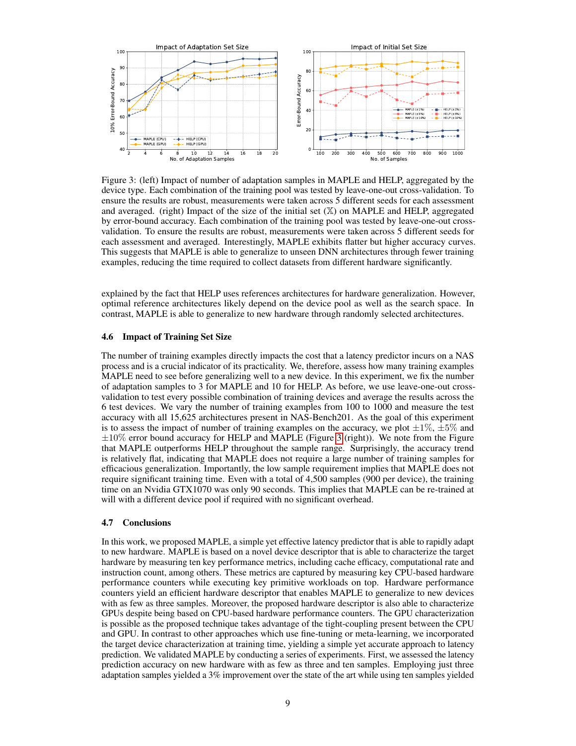Figure 3: (left) Impact of number of adaptation samples in MAPLE and HELP, aggregated by the device type. Each combination of the training pool was tested by leave-one-out cross-validation. To ensure the results are robust, measurements were taken across 5 different seeds for each assessment and averaged. (right) Impact of the size of the initial set ($\mathbb{X}$) on MAPLE and HELP, aggregated by error-bound accuracy. Each combination of the training pool was tested by leave-one-out cross-validation. To ensure the results are robust, measurements were taken across 5 different seeds for each assessment and averaged. Interestingly, MAPLE exhibits flatter but higher accuracy curves. This suggests that MAPLE is able to generalize to unseen DNN architectures through fewer training examples, reducing the time required to collect datasets from different hardware significantly.

explained by the fact that HELP uses references architectures for hardware generalization. However, optimal reference architectures likely depend on the device pool as well as the search space. In contrast, MAPLE is able to generalize to new hardware through randomly selected architectures.

### 4.6 Impact of Training Set Size

The number of training examples directly impacts the cost that a latency predictor incurs on a NAS process and is a crucial indicator of its practicality. We, therefore, assess how many training examples MAPLE need to see before generalizing well to a new device. In this experiment, we fix the number of adaptation samples to 3 for MAPLE and 10 for HELP. As before, we use leave-one-out cross-validation to test every possible combination of training devices and average the results across the 6 test devices. We vary the number of training examples from 100 to 1000 and measure the test accuracy with all 15,625 architectures present in NAS-Bench201. As the goal of this experiment is to assess the impact of number of training examples on the accuracy, we plot $\pm 1\%$, $\pm 5\%$ and $\pm 10\%$ error bound accuracy for HELP and MAPLE (Figure 3 (right)). We note from the Figure that MAPLE outperforms HELP throughout the sample range. Surprisingly, the accuracy trend is relatively flat, indicating that MAPLE does not require a large number of training samples for efficacious generalization. Importantly, the low sample requirement implies that MAPLE does not require significant training time. Even with a total of 4,500 samples (900 per device), the training time on an Nvidia GTX1070 was only 90 seconds. This implies that MAPLE can be re-trained at will with a different device pool if required with no significant overhead.

### 4.7 Conclusions

In this work, we proposed MAPLE, a simple yet effective latency predictor that is able to rapidly adapt to new hardware. MAPLE is based on a novel device descriptor that is able to characterize the target hardware by measuring ten key performance metrics, including cache efficacy, computational rate and instruction count, among others. These metrics are captured by measuring key CPU-based hardware performance counters while executing key primitive workloads on top. Hardware performance counters yield an efficient hardware descriptor that enables MAPLE to generalize to new devices with as few as three samples. Moreover, the proposed hardware descriptor is also able to characterize GPUs despite being based on CPU-based hardware performance counters. The GPU characterization is possible as the proposed technique takes advantage of the tight-coupling present between the CPU and GPU. In contrast to other approaches which use fine-tuning or meta-learning, we incorporated the target device characterization at training time, yielding a simple yet accurate approach to latency prediction. We validated MAPLE by conducting a series of experiments. First, we assessed the latency prediction accuracy on new hardware with as few as three and ten samples. Employing just three adaptation samples yielded a 3% improvement over the state of the art while using ten samples yielded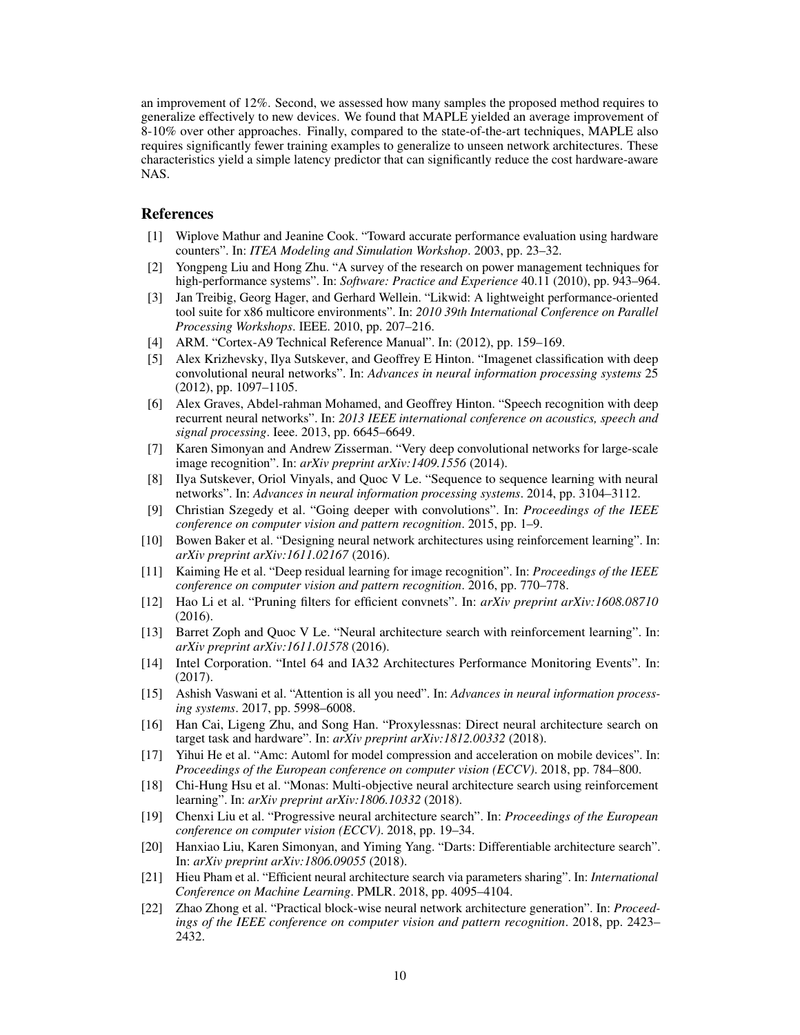an improvement of 12%. Second, we assessed how many samples the proposed method requires to generalize effectively to new devices. We found that MAPLE yielded an average improvement of 8-10% over other approaches. Finally, compared to the state-of-the-art techniques, MAPLE also requires significantly fewer training examples to generalize to unseen network architectures. These characteristics yield a simple latency predictor that can significantly reduce the cost hardware-aware NAS.

## References

[1] Wiplove Mathur and Jeanine Cook. "Toward accurate performance evaluation using hardware counters". In: *ITEA Modeling and Simulation Workshop*. 2003, pp. 23–32.

[2] Yongpeng Liu and Hong Zhu. "A survey of the research on power management techniques for high-performance systems". In: *Software: Practice and Experience* 40.11 (2010), pp. 943–964.

[3] Jan Treibig, Georg Hager, and Gerhard Wellein. "Likwid: A lightweight performance-oriented tool suite for x86 multicore environments". In: *2010 39th International Conference on Parallel Processing Workshops*. IEEE. 2010, pp. 207–216.

[4] ARM. "Cortex-A9 Technical Reference Manual". In: (2012), pp. 159–169.

[5] Alex Krizhevsky, Ilya Sutskever, and Geoffrey E Hinton. "Imagenet classification with deep convolutional neural networks". In: *Advances in neural information processing systems* 25 (2012), pp. 1097–1105.

[6] Alex Graves, Abdel-rahman Mohamed, and Geoffrey Hinton. "Speech recognition with deep recurrent neural networks". In: *2013 IEEE international conference on acoustics, speech and signal processing*. Ieee. 2013, pp. 6645–6649.

[7] Karen Simonyan and Andrew Zisserman. "Very deep convolutional networks for large-scale image recognition". In: *arXiv preprint arXiv:1409.1556* (2014).

[8] Ilya Sutskever, Oriol Vinyals, and Quoc V Le. "Sequence to sequence learning with neural networks". In: *Advances in neural information processing systems*. 2014, pp. 3104–3112.

[9] Christian Szegedy et al. "Going deeper with convolutions". In: *Proceedings of the IEEE conference on computer vision and pattern recognition*. 2015, pp. 1–9.

[10] Bowen Baker et al. "Designing neural network architectures using reinforcement learning". In: *arXiv preprint arXiv:1611.02167* (2016).

[11] Kaiming He et al. "Deep residual learning for image recognition". In: *Proceedings of the IEEE conference on computer vision and pattern recognition*. 2016, pp. 770–778.

[12] Hao Li et al. "Pruning filters for efficient convnets". In: *arXiv preprint arXiv:1608.08710* (2016).

[13] Barret Zoph and Quoc V Le. "Neural architecture search with reinforcement learning". In: *arXiv preprint arXiv:1611.01578* (2016).

[14] Intel Corporation. "Intel 64 and IA32 Architectures Performance Monitoring Events". In: (2017).

[15] Ashish Vaswani et al. "Attention is all you need". In: *Advances in neural information processing systems*. 2017, pp. 5998–6008.

[16] Han Cai, Ligeng Zhu, and Song Han. "Proxylessnas: Direct neural architecture search on target task and hardware". In: *arXiv preprint arXiv:1812.00332* (2018).

[17] Yihui He et al. "Amc: Automl for model compression and acceleration on mobile devices". In: *Proceedings of the European conference on computer vision (ECCV)*. 2018, pp. 784–800.

[18] Chi-Hung Hsu et al. "Monas: Multi-objective neural architecture search using reinforcement learning". In: *arXiv preprint arXiv:1806.10332* (2018).

[19] Chenxi Liu et al. "Progressive neural architecture search". In: *Proceedings of the European conference on computer vision (ECCV)*. 2018, pp. 19–34.

[20] Hanxiao Liu, Karen Simonyan, and Yiming Yang. "Darts: Differentiable architecture search". In: *arXiv preprint arXiv:1806.09055* (2018).

[21] Hieu Pham et al. "Efficient neural architecture search via parameters sharing". In: *International Conference on Machine Learning*. PMLR. 2018, pp. 4095–4104.

[22] Zhao Zhong et al. "Practical block-wise neural network architecture generation". In: *Proceedings of the IEEE conference on computer vision and pattern recognition*. 2018, pp. 2423–2432.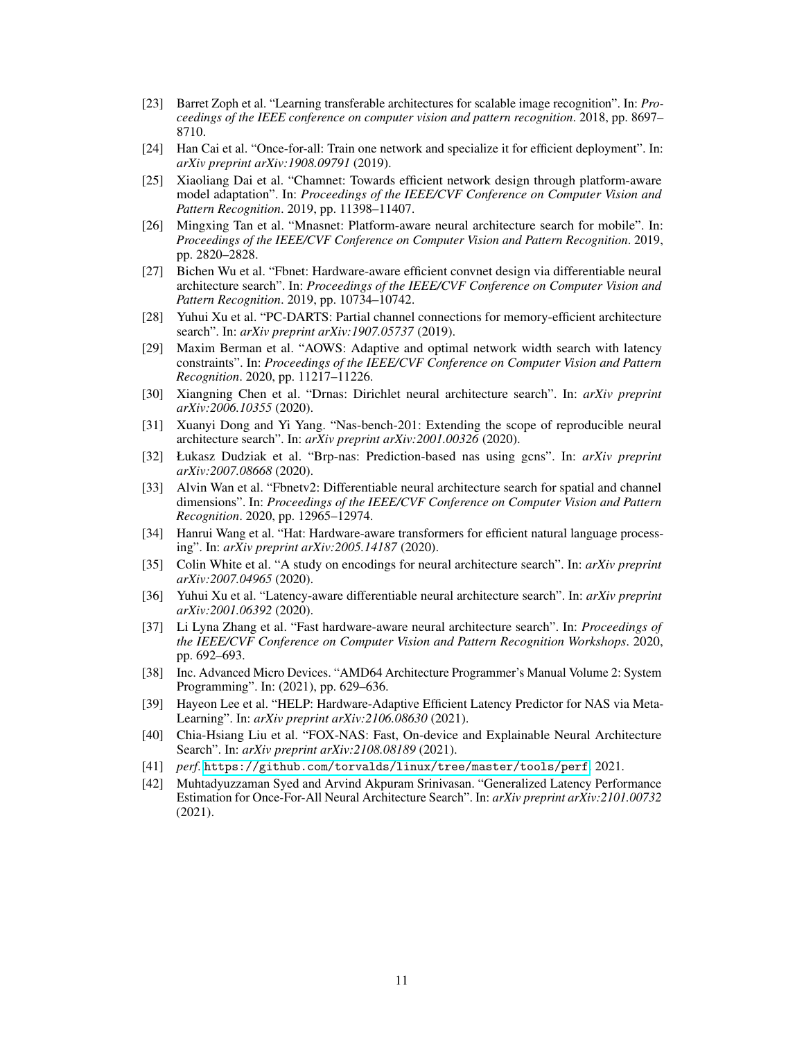[23] Barret Zoph et al. "Learning transferable architectures for scalable image recognition". In: *Proceedings of the IEEE conference on computer vision and pattern recognition*. 2018, pp. 8697–8710.

[24] Han Cai et al. "Once-for-all: Train one network and specialize it for efficient deployment". In: *arXiv preprint arXiv:1908.09791* (2019).

[25] Xiaoliang Dai et al. "Chamnet: Towards efficient network design through platform-aware model adaptation". In: *Proceedings of the IEEE/CVF Conference on Computer Vision and Pattern Recognition*. 2019, pp. 11398–11407.

[26] Mingxing Tan et al. "Mnasnet: Platform-aware neural architecture search for mobile". In: *Proceedings of the IEEE/CVF Conference on Computer Vision and Pattern Recognition*. 2019, pp. 2820–2828.

[27] Bichen Wu et al. "Fbnet: Hardware-aware efficient convnet design via differentiable neural architecture search". In: *Proceedings of the IEEE/CVF Conference on Computer Vision and Pattern Recognition*. 2019, pp. 10734–10742.

[28] Yuhui Xu et al. "PC-DARTS: Partial channel connections for memory-efficient architecture search". In: *arXiv preprint arXiv:1907.05737* (2019).

[29] Maxim Berman et al. "AOWS: Adaptive and optimal network width search with latency constraints". In: *Proceedings of the IEEE/CVF Conference on Computer Vision and Pattern Recognition*. 2020, pp. 11217–11226.

[30] Xiangning Chen et al. "Drnas: Dirichlet neural architecture search". In: *arXiv preprint arXiv:2006.10355* (2020).

[31] Xuanyi Dong and Yi Yang. "Nas-bench-201: Extending the scope of reproducible neural architecture search". In: *arXiv preprint arXiv:2001.00326* (2020).

[32] Łukasz Dudziak et al. "Brp-nas: Prediction-based nas using gcns". In: *arXiv preprint arXiv:2007.08668* (2020).

[33] Alvin Wan et al. "Fbnetv2: Differentiable neural architecture search for spatial and channel dimensions". In: *Proceedings of the IEEE/CVF Conference on Computer Vision and Pattern Recognition*. 2020, pp. 12965–12974.

[34] Hanrui Wang et al. "Hat: Hardware-aware transformers for efficient natural language processing". In: *arXiv preprint arXiv:2005.14187* (2020).

[35] Colin White et al. "A study on encodings for neural architecture search". In: *arXiv preprint arXiv:2007.04965* (2020).

[36] Yuhui Xu et al. "Latency-aware differentiable neural architecture search". In: *arXiv preprint arXiv:2001.06392* (2020).

[37] Li Lyna Zhang et al. "Fast hardware-aware neural architecture search". In: *Proceedings of the IEEE/CVF Conference on Computer Vision and Pattern Recognition Workshops*. 2020, pp. 692–693.

[38] Inc. Advanced Micro Devices. "AMD64 Architecture Programmer's Manual Volume 2: System Programming". In: (2021), pp. 629–636.

[39] Hayeon Lee et al. "HELP: Hardware-Adaptive Efficient Latency Predictor for NAS via Meta-Learning". In: *arXiv preprint arXiv:2106.08630* (2021).

[40] Chia-Hsiang Liu et al. "FOX-NAS: Fast, On-device and Explainable Neural Architecture Search". In: *arXiv preprint arXiv:2108.08189* (2021).

[41] *perf*. `https://github.com/torvalds/linux/tree/master/tools/perf`. 2021.

[42] Muhtadyuzzaman Syed and Arvind Akpuram Srinivasan. "Generalized Latency Performance Estimation for Once-For-All Neural Architecture Search". In: *arXiv preprint arXiv:2101.00732* (2021).